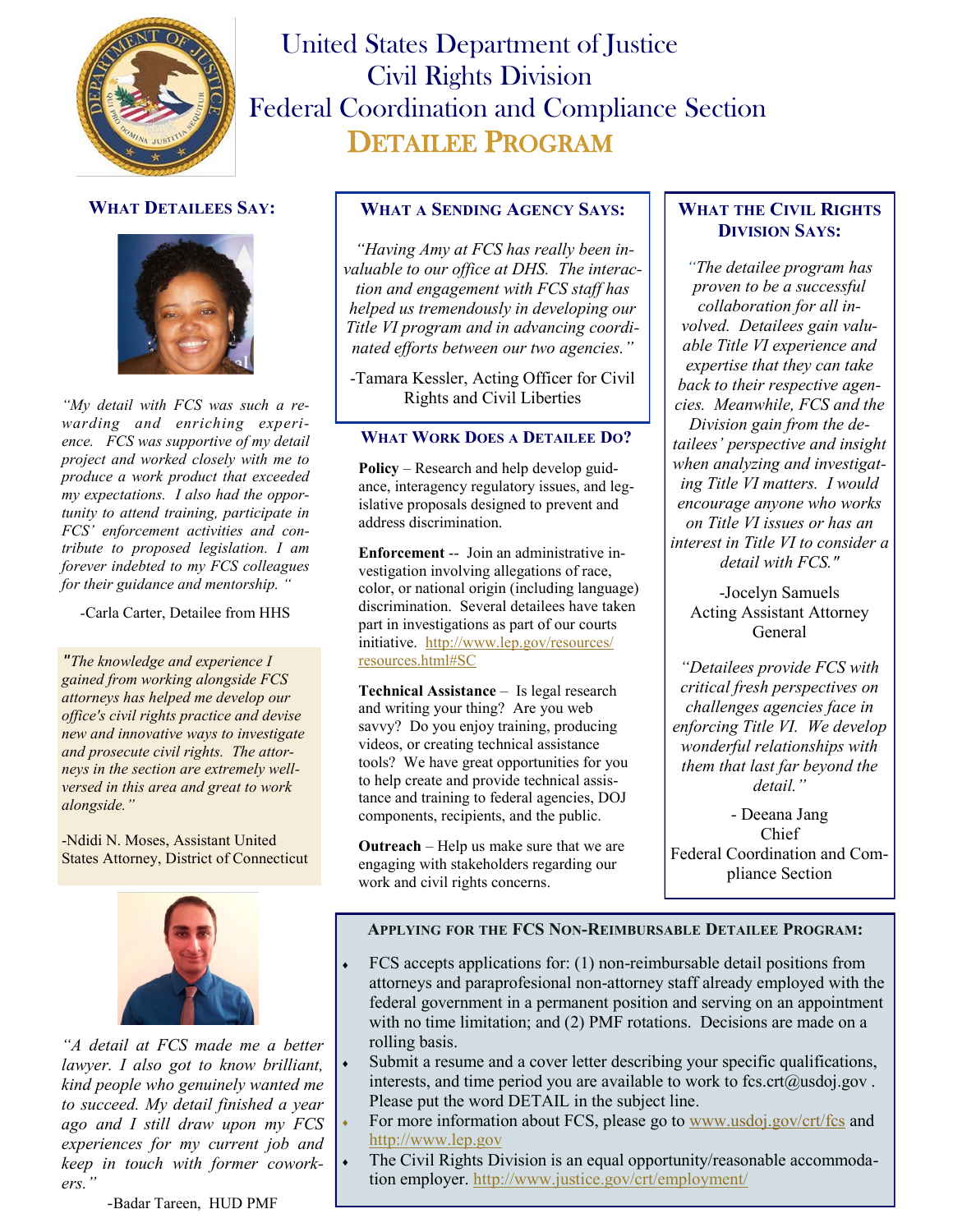# United States Department of Justice
# Civil Rights Division
# Federal Coordination and Compliance Section
# DETAILEE PROGRAM

## WHAT DETAILEES SAY:

*"My detail with FCS was such a rewarding and enriching experience. FCS was supportive of my detail project and worked closely with me to produce a work product that exceeded my expectations. I also had the opportunity to attend training, participate in FCS' enforcement activities and contribute to proposed legislation. I am forever indebted to my FCS colleagues for their guidance and mentorship. "*

-Carla Carter, Detailee from HHS

*"The knowledge and experience I gained from working alongside FCS attorneys has helped me develop our office's civil rights practice and devise new and innovative ways to investigate and prosecute civil rights. The attorneys in the section are extremely well-versed in this area and great to work alongside."*

-Ndidi N. Moses, Assistant United States Attorney, District of Connecticut

*"A detail at FCS made me a better lawyer. I also got to know brilliant, kind people who genuinely wanted me to succeed. My detail finished a year ago and I still draw upon my FCS experiences for my current job and keep in touch with former coworkers."*

-Badar Tareen, HUD PMF

## WHAT A SENDING AGENCY SAYS:

*"Having Amy at FCS has really been invaluable to our office at DHS. The interaction and engagement with FCS staff has helped us tremendously in developing our Title VI program and in advancing coordinated efforts between our two agencies."*

-Tamara Kessler, Acting Officer for Civil Rights and Civil Liberties

## WHAT WORK DOES A DETAILEE DO?

**Policy** – Research and help develop guidance, interagency regulatory issues, and legislative proposals designed to prevent and address discrimination.

**Enforcement** -- Join an administrative investigation involving allegations of race, color, or national origin (including language) discrimination. Several detailees have taken part in investigations as part of our courts initiative. http://www.lep.gov/resources/resources.html#SC

**Technical Assistance** – Is legal research and writing your thing? Are you web savvy? Do you enjoy training, producing videos, or creating technical assistance tools? We have great opportunities for you to help create and provide technical assistance and training to federal agencies, DOJ components, recipients, and the public.

**Outreach** – Help us make sure that we are engaging with stakeholders regarding our work and civil rights concerns.

## WHAT THE CIVIL RIGHTS DIVISION SAYS:

*"The detailee program has proven to be a successful collaboration for all involved. Detailees gain valuable Title VI experience and expertise that they can take back to their respective agencies. Meanwhile, FCS and the Division gain from the detailees' perspective and insight when analyzing and investigating Title VI matters. I would encourage anyone who works on Title VI issues or has an interest in Title VI to consider a detail with FCS."*

-Jocelyn Samuels
Acting Assistant Attorney General

*"Detailees provide FCS with critical fresh perspectives on challenges agencies face in enforcing Title VI. We develop wonderful relationships with them that last far beyond the detail."*

- Deeana Jang
Chief
Federal Coordination and Compliance Section

## APPLYING FOR THE FCS NON-REIMBURSABLE DETAILEE PROGRAM:

- FCS accepts applications for: (1) non-reimbursable detail positions from attorneys and paraprofesional non-attorney staff already employed with the federal government in a permanent position and serving on an appointment with no time limitation; and (2) PMF rotations. Decisions are made on a rolling basis.
- Submit a resume and a cover letter describing your specific qualifications, interests, and time period you are available to work to fcs.crt@usdoj.gov . Please put the word DETAIL in the subject line.
- For more information about FCS, please go to www.usdoj.gov/crt/fcs and http://www.lep.gov
- The Civil Rights Division is an equal opportunity/reasonable accommodation employer. http://www.justice.gov/crt/employment/